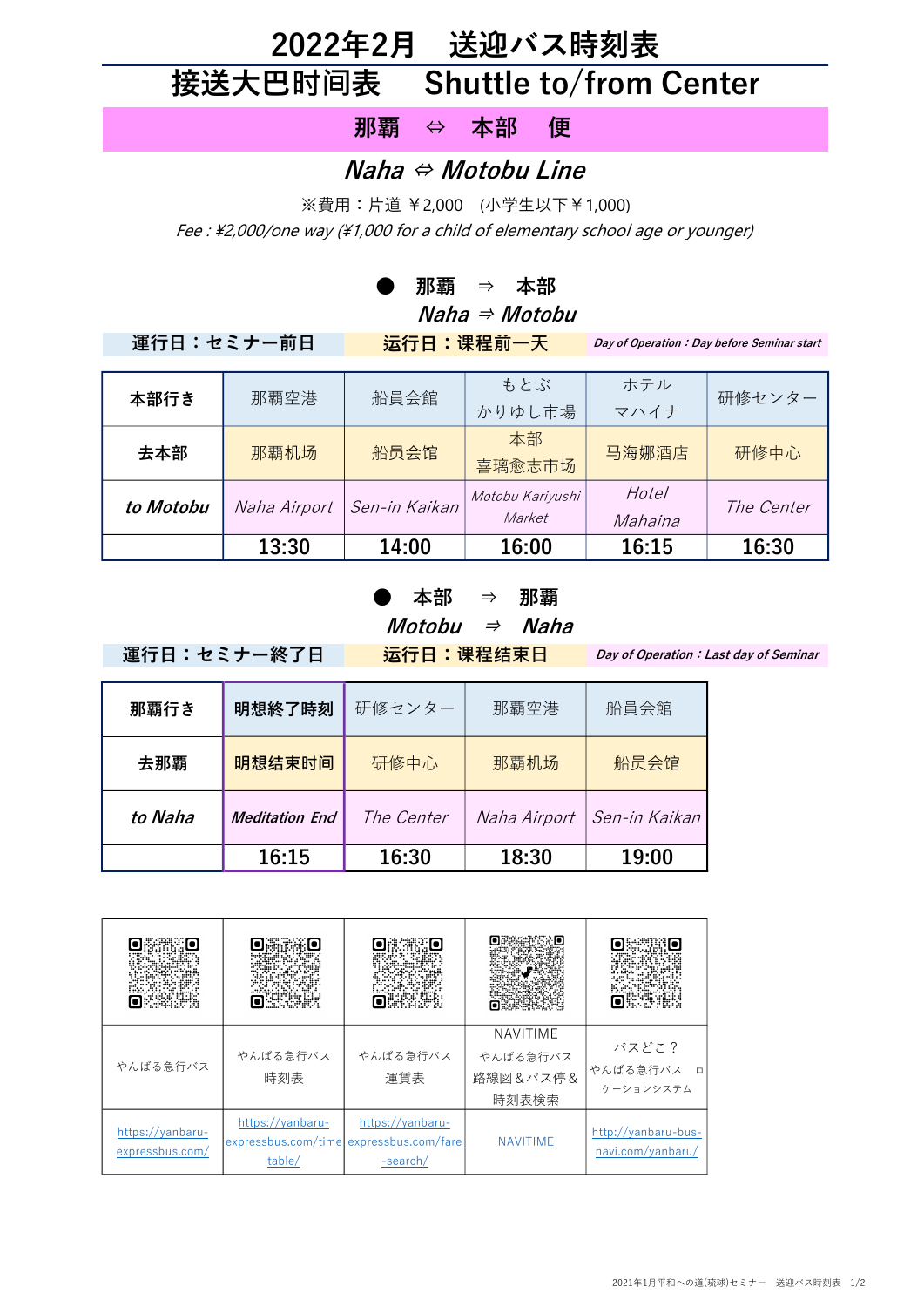# 2022年2月　送迎バス時刻表

## 接送大巴时间表　 Shuttle to/from Center

## 那覇　⇔　本部　便

## *Naha ⇔ Motobu Line*

※費用：片道 ￥2,000　(小学生以下￥1,000)

*Fee : ¥2,000/one way (¥1,000 for a child of elementary school age or younger)*

### ●　那覇　⇒　本部
### *Naha ⇒ Motobu*

| 運行日：セミナー前日 | 运行日：课程前一天 | *Day of Operation：Day before Seminar start* |
|---|---|---|

| 本部行き | 那覇空港 | 船員会館 | もとぶ かりゆし市場 | ホテル マハイナ | 研修センター |
|---|---|---|---|---|---|
| 去本部 | 那覇机场 | 船员会馆 | 本部 喜璃愈志市场 | 马海娜酒店 | 研修中心 |
| *to Motobu* | *Naha Airport* | *Sen-in Kaikan* | *Motobu Kariyushi Market* | *Hotel Mahaina* | *The Center* |
| | 13:30 | 14:00 | 16:00 | 16:15 | 16:30 |

### ●　本部　⇒　那覇
### *Motobu　⇒　Naha*

| 運行日：セミナー終了日 | 运行日：课程结束日 | *Day of Operation：Last day of Seminar* |
|---|---|---|

| 那覇行き | 明想終了時刻 | 研修センター | 那覇空港 | 船員会館 |
|---|---|---|---|---|
| 去那覇 | 明想结束时间 | 研修中心 | 那覇机场 | 船员会馆 |
| *to Naha* | *Meditation End* | *The Center* | *Naha Airport* | *Sen-in Kaikan* |
| | 16:15 | 16:30 | 18:30 | 19:00 |

| やんばる急行バス | やんばる急行バス 時刻表 | やんばる急行バス 運賃表 | NAVITIME やんばる急行バス 路線図＆バス停＆ 時刻表検索 | バスどこ？ やんばる急行バス ロケーションシステム |
|---|---|---|---|---|
| https://yanbaru-expressbus.com/ | https://yanbaru-expressbus.com/timetable/ | https://yanbaru-expressbus.com/fare-search/ | NAVITIME | http://yanbaru-bus-navi.com/yanbaru/ |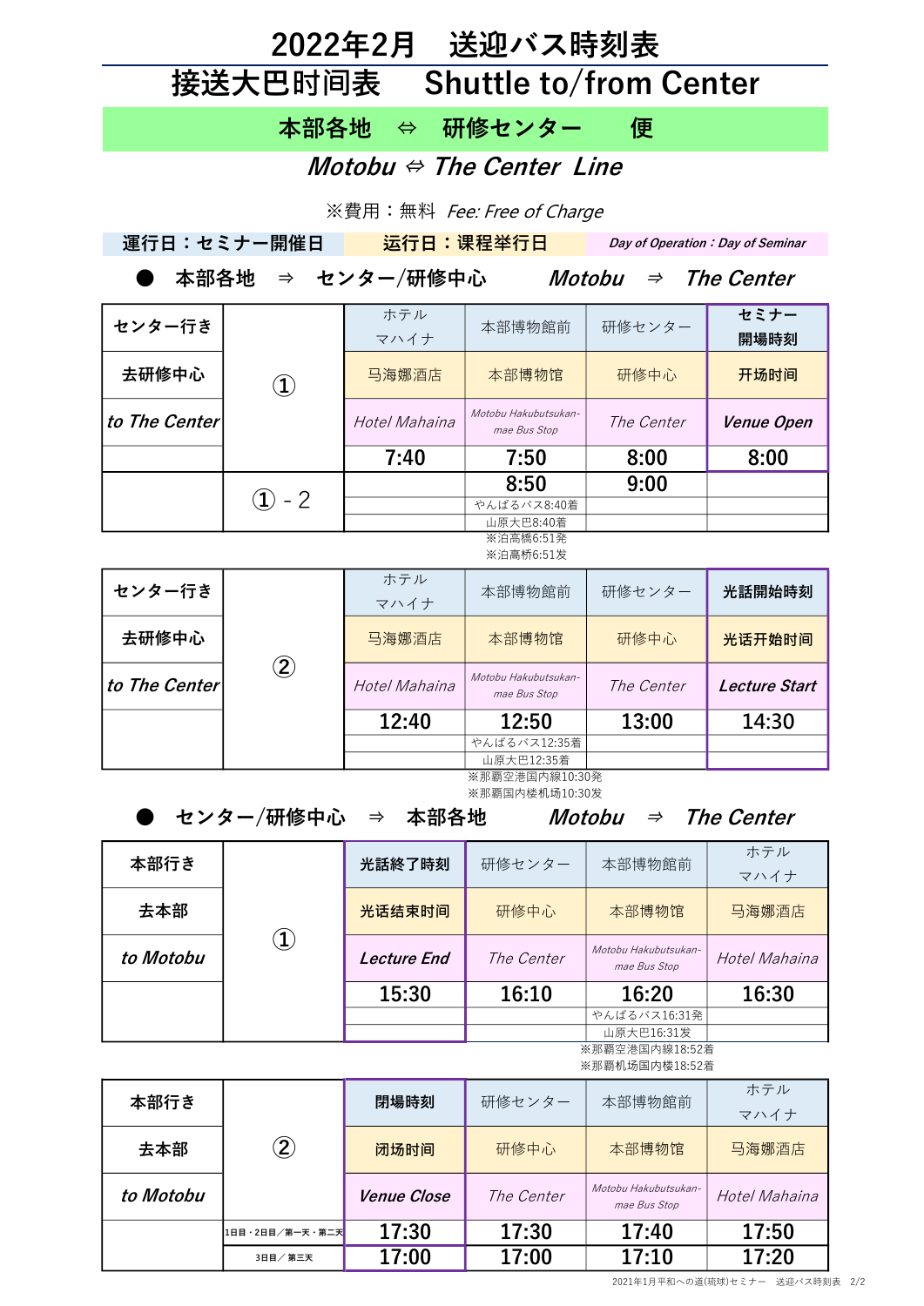# 2022年2月　送迎バス時刻表

# 接送大巴时间表　 Shuttle to/from Center

## 本部各地　⇔　研修センター　 便

## *Motobu ⇔ The Center Line*

※費用：無料　*Fee: Free of Charge*

運行日：セミナー開催日　运行日：课程举行日　*Day of Operation：Day of Seminar*

### ●　本部各地　⇒　センター/研修中心　　*Motobu　⇒　The Center*

| | | | | | |
|---|---|---|---|---|---|
| センター行き | ① | ホテルマハイナ | 本部博物館前 | 研修センター | セミナー開場時刻 |
| 去研修中心 | | 马海娜酒店 | 本部博物馆 | 研修中心 | 开场时间 |
| *to The Center* | | *Hotel Mahaina* | *Motobu Hakubutsukan-mae Bus Stop* | *The Center* | ***Venue Open*** |
| | | 7:40 | 7:50 | 8:00 | 8:00 |
| | ① - 2 | | 8:50 | 9:00 | |
| | | | やんばるバス8:40着 | | |
| | | | 山原大巴8:40着 | | |

※泊高橋6:51発
※泊高桥6:51发

| | | | | | |
|---|---|---|---|---|---|
| センター行き | ② | ホテルマハイナ | 本部博物館前 | 研修センター | 光話開始時刻 |
| 去研修中心 | | 马海娜酒店 | 本部博物馆 | 研修中心 | 光话开始时间 |
| *to The Center* | | *Hotel Mahaina* | *Motobu Hakubutsukan-mae Bus Stop* | *The Center* | ***Lecture Start*** |
| | | 12:40 | 12:50 | 13:00 | 14:30 |
| | | | やんばるバス12:35着 | | |
| | | | 山原大巴12:35着 | | |

※那覇空港国内線10:30発
※那覇国内楼机场10:30发

### ●　センター/研修中心　⇒　本部各地　　*Motobu　⇒　The Center*

| | | | | | |
|---|---|---|---|---|---|
| 本部行き | ① | 光話終了時刻 | 研修センター | 本部博物館前 | ホテルマハイナ |
| 去本部 | | 光话结束时间 | 研修中心 | 本部博物馆 | 马海娜酒店 |
| *to Motobu* | | ***Lecture End*** | *The Center* | *Motobu Hakubutsukan-mae Bus Stop* | *Hotel Mahaina* |
| | | 15:30 | 16:10 | 16:20 | 16:30 |
| | | | | やんばるバス16:31発 | |
| | | | | 山原大巴16:31发 | |

※那覇空港国内線18:52着
※那覇机场国内楼18:52着

| | | | | | |
|---|---|---|---|---|---|
| 本部行き | ② | 閉場時刻 | 研修センター | 本部博物館前 | ホテルマハイナ |
| 去本部 | | 闭场时间 | 研修中心 | 本部博物馆 | 马海娜酒店 |
| *to Motobu* | | ***Venue Close*** | *The Center* | *Motobu Hakubutsukan-mae Bus Stop* | *Hotel Mahaina* |
| | 1日目・2日目／第一天・第二天 | 17:30 | 17:30 | 17:40 | 17:50 |
| | 3日目／第三天 | 17:00 | 17:00 | 17:10 | 17:20 |